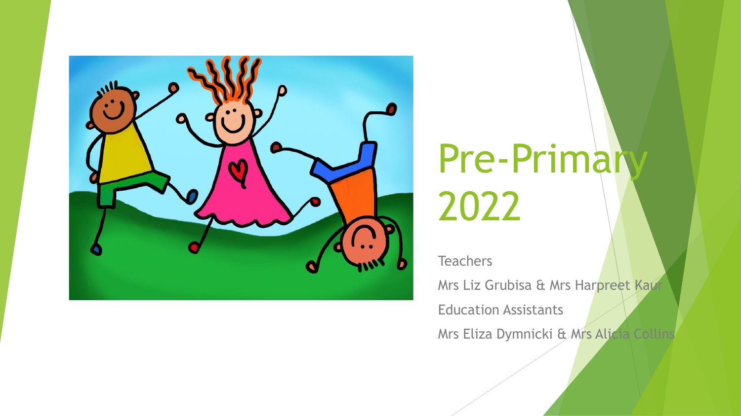# Pre-Primary 2022

Teachers

Mrs Liz Grubisa & Mrs Harpreet Kaur

Education Assistants

Mrs Eliza Dymnicki & Mrs Alicia Collins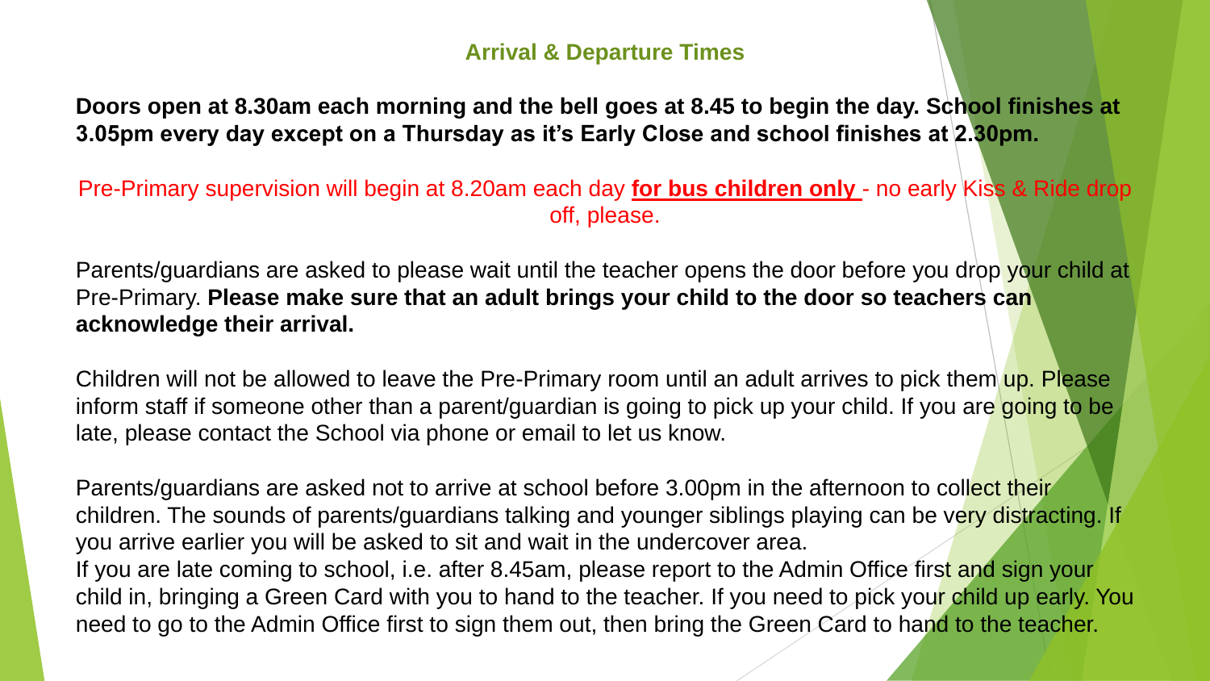## Arrival & Departure Times

**Doors open at 8.30am each morning and the bell goes at 8.45 to begin the day. School finishes at 3.05pm every day except on a Thursday as it's Early Close and school finishes at 2.30pm.**

Pre-Primary supervision will begin at 8.20am each day **for bus children only** - no early Kiss & Ride drop off, please.

Parents/guardians are asked to please wait until the teacher opens the door before you drop your child at Pre-Primary. **Please make sure that an adult brings your child to the door so teachers can acknowledge their arrival.**

Children will not be allowed to leave the Pre-Primary room until an adult arrives to pick them up. Please inform staff if someone other than a parent/guardian is going to pick up your child. If you are going to be late, please contact the School via phone or email to let us know.

Parents/guardians are asked not to arrive at school before 3.00pm in the afternoon to collect their children. The sounds of parents/guardians talking and younger siblings playing can be very distracting. If you arrive earlier you will be asked to sit and wait in the undercover area.
If you are late coming to school, i.e. after 8.45am, please report to the Admin Office first and sign your child in, bringing a Green Card with you to hand to the teacher. If you need to pick your child up early. You need to go to the Admin Office first to sign them out, then bring the Green Card to hand to the teacher.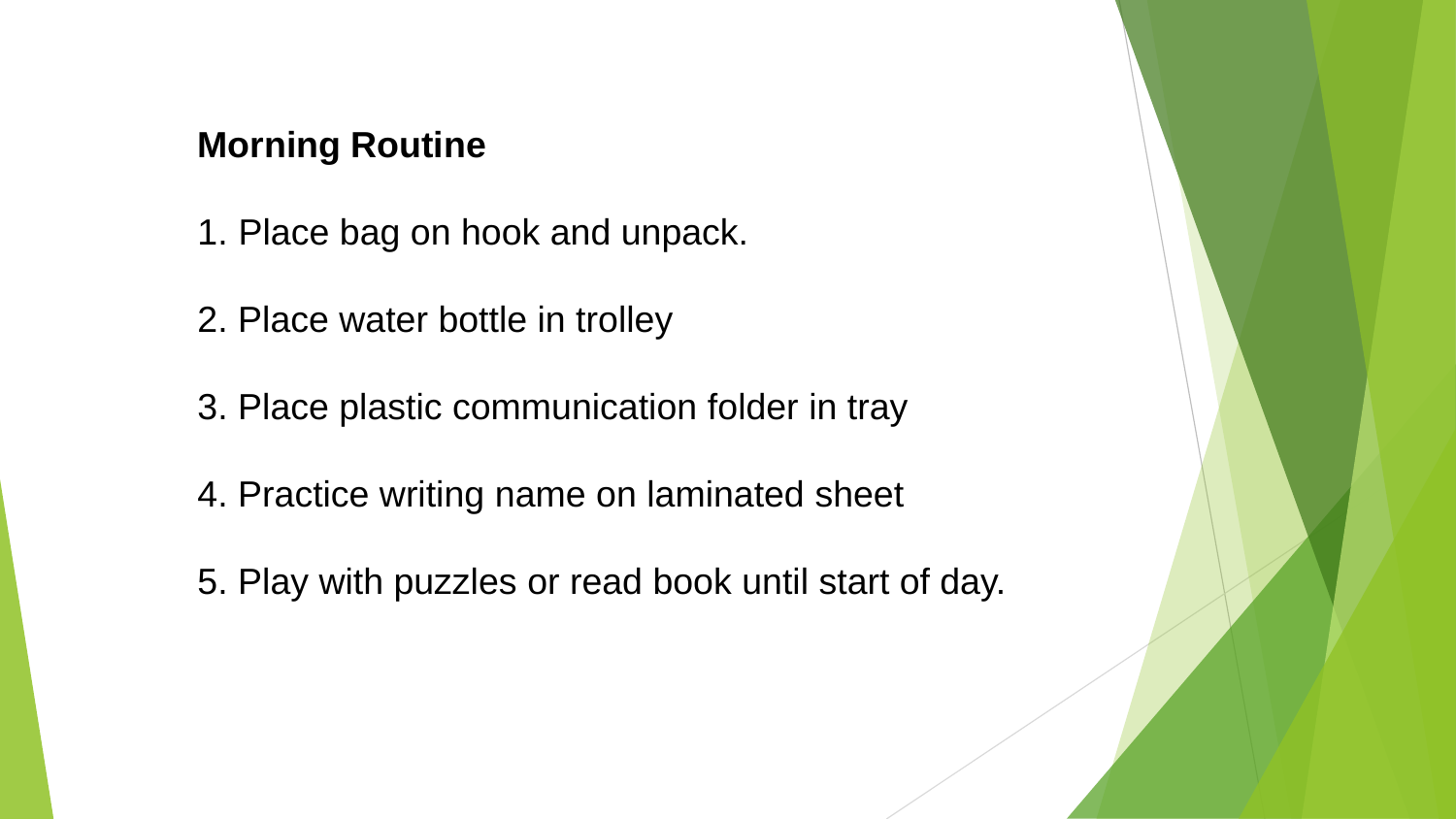**Morning Routine**

1. Place bag on hook and unpack.

2. Place water bottle in trolley

3. Place plastic communication folder in tray

4. Practice writing name on laminated sheet

5. Play with puzzles or read book until start of day.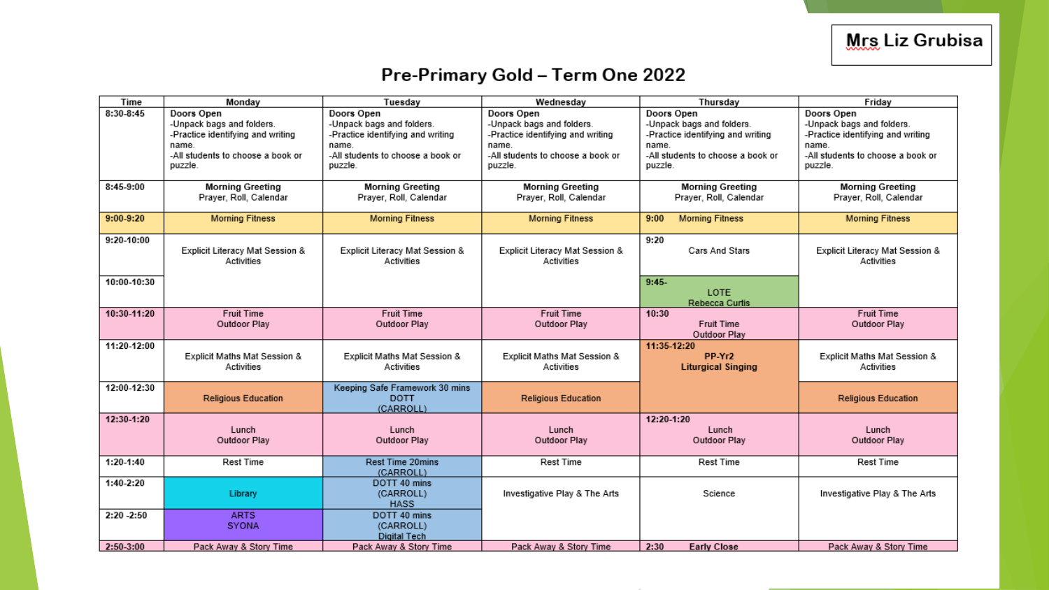Mrs Liz Grubisa

# Pre-Primary Gold – Term One 2022

| Time | Monday | Tuesday | Wednesday | Thursday | Friday |
|---|---|---|---|---|---|
| 8:30-8:45 | Doors Open<br>-Unpack bags and folders.<br>-Practice identifying and writing name.<br>-All students to choose a book or puzzle. | Doors Open<br>-Unpack bags and folders.<br>-Practice identifying and writing name.<br>-All students to choose a book or puzzle. | Doors Open<br>-Unpack bags and folders.<br>-Practice identifying and writing name.<br>-All students to choose a book or puzzle. | Doors Open<br>-Unpack bags and folders.<br>-Practice identifying and writing name.<br>-All students to choose a book or puzzle. | Doors Open<br>-Unpack bags and folders.<br>-Practice identifying and writing name.<br>-All students to choose a book or puzzle. |
| 8:45-9:00 | **Morning Greeting**<br>Prayer, Roll, Calendar | **Morning Greeting**<br>Prayer, Roll, Calendar | **Morning Greeting**<br>Prayer, Roll, Calendar | **Morning Greeting**<br>Prayer, Roll, Calendar | **Morning Greeting**<br>Prayer, Roll, Calendar |
| 9:00-9:20 | Morning Fitness | Morning Fitness | Morning Fitness | 9:00 Morning Fitness | Morning Fitness |
| 9:20-10:00 | Explicit Literacy Mat Session & Activities | Explicit Literacy Mat Session & Activities | Explicit Literacy Mat Session & Activities | 9:20<br>Cars And Stars | Explicit Literacy Mat Session & Activities |
| 10:00-10:30 | | | | 9:45-<br>LOTE<br>Rebecca Curtis | |
| 10:30-11:20 | Fruit Time<br>Outdoor Play | Fruit Time<br>Outdoor Play | Fruit Time<br>Outdoor Play | 10:30<br>Fruit Time<br>Outdoor Play | Fruit Time<br>Outdoor Play |
| 11:20-12:00 | Explicit Maths Mat Session & Activities | Explicit Maths Mat Session & Activities | Explicit Maths Mat Session & Activities | **11:35-12:20**<br>**PP-Yr2**<br>**Liturgical Singing** | Explicit Maths Mat Session & Activities |
| 12:00-12:30 | Religious Education | Keeping Safe Framework 30 mins<br>DOTT<br>(CARROLL) | Religious Education | | Religious Education |
| 12:30-1:20 | Lunch<br>Outdoor Play | Lunch<br>Outdoor Play | Lunch<br>Outdoor Play | 12:20-1:20<br>Lunch<br>Outdoor Play | Lunch<br>Outdoor Play |
| 1:20-1:40 | Rest Time | Rest Time 20mins<br>(CARROLL) | Rest Time | Rest Time | Rest Time |
| 1:40-2:20 | Library | DOTT 40 mins<br>(CARROLL)<br>HASS | Investigative Play & The Arts | Science | Investigative Play & The Arts |
| 2:20 -2:50 | ARTS<br>SYONA | DOTT 40 mins<br>(CARROLL)<br>Digital Tech | | | |
| 2:50-3:00 | Pack Away & Story Time | Pack Away & Story Time | Pack Away & Story Time | 2:30 **Early Close** | Pack Away & Story Time |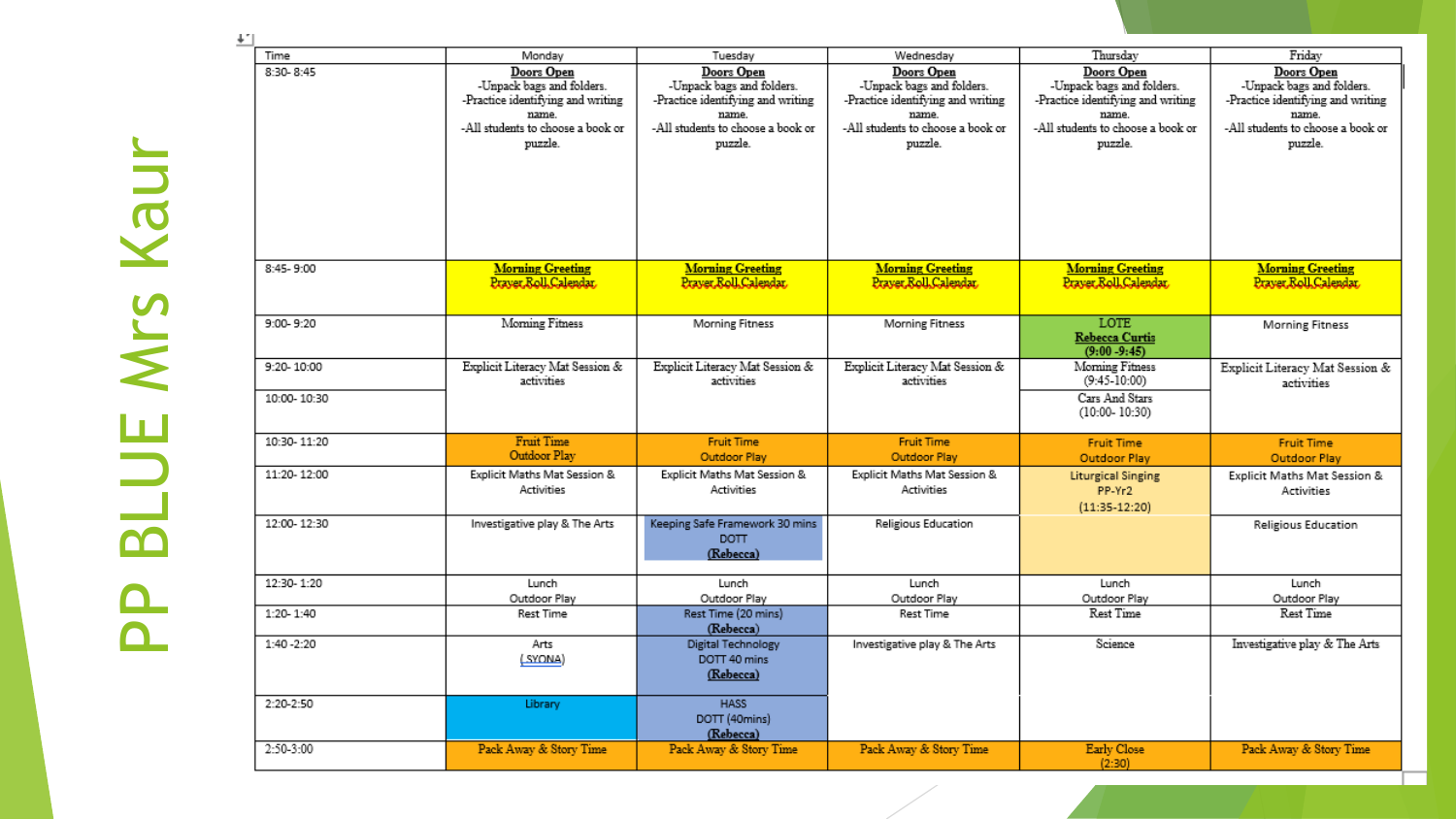# PP BLUE Mrs Kaur

| Time | Monday | Tuesday | Wednesday | Thursday | Friday |
|---|---|---|---|---|---|
| 8:30- 8:45 | **Doors Open** -Unpack bags and folders. -Practice identifying and writing name. -All students to choose a book or puzzle. | **Doors Open** -Unpack bags and folders. -Practice identifying and writing name. -All students to choose a book or puzzle. | **Doors Open** -Unpack bags and folders. -Practice identifying and writing name. -All students to choose a book or puzzle. | **Doors Open** -Unpack bags and folders. -Practice identifying and writing name. -All students to choose a book or puzzle. | **Doors Open** -Unpack bags and folders. -Practice identifying and writing name. -All students to choose a book or puzzle. |
| 8:45- 9:00 | **Morning Greeting** Prayer,Roll,Calendar | **Morning Greeting** Prayer,Roll,Calendar | **Morning Greeting** Prayer,Roll,Calendar | **Morning Greeting** Prayer,Roll,Calendar | **Morning Greeting** Prayer,Roll,Calendar |
| 9:00- 9:20 | Morning Fitness | Morning Fitness | Morning Fitness | LOTE **Rebecca Curtis** **(9:00 -9:45)** | Morning Fitness |
| 9:20- 10:00 | Explicit Literacy Mat Session & activities | Explicit Literacy Mat Session & activities | Explicit Literacy Mat Session & activities | Morning Fitness (9:45-10:00) | Explicit Literacy Mat Session & activities |
| 10:00- 10:30 | | | | Cars And Stars (10:00- 10:30) | |
| 10:30- 11:20 | Fruit Time Outdoor Play | Fruit Time Outdoor Play | Fruit Time Outdoor Play | Fruit Time Outdoor Play | Fruit Time Outdoor Play |
| 11:20- 12:00 | Explicit Maths Mat Session & Activities | Explicit Maths Mat Session & Activities | Explicit Maths Mat Session & Activities | Liturgical Singing PP-Yr2 (11:35-12:20) | Explicit Maths Mat Session & Activities |
| 12:00- 12:30 | Investigative play & The Arts | Keeping Safe Framework 30 mins DOTT **(Rebecca)** | Religious Education | | Religious Education |
| 12:30- 1:20 | Lunch Outdoor Play | Lunch Outdoor Play | Lunch Outdoor Play | Lunch Outdoor Play | Lunch Outdoor Play |
| 1:20- 1:40 | Rest Time | Rest Time (20 mins) **(Rebecca)** | Rest Time | Rest Time | Rest Time |
| 1:40 -2:20 | Arts (SYONA) | Digital Technology DOTT 40 mins **(Rebecca)** | Investigative play & The Arts | Science | Investigative play & The Arts |
| 2:20-2:50 | Library | HASS DOTT (40mins) **(Rebecca)** | | | |
| 2:50-3:00 | Pack Away & Story Time | Pack Away & Story Time | Pack Away & Story Time | Early Close (2:30) | Pack Away & Story Time |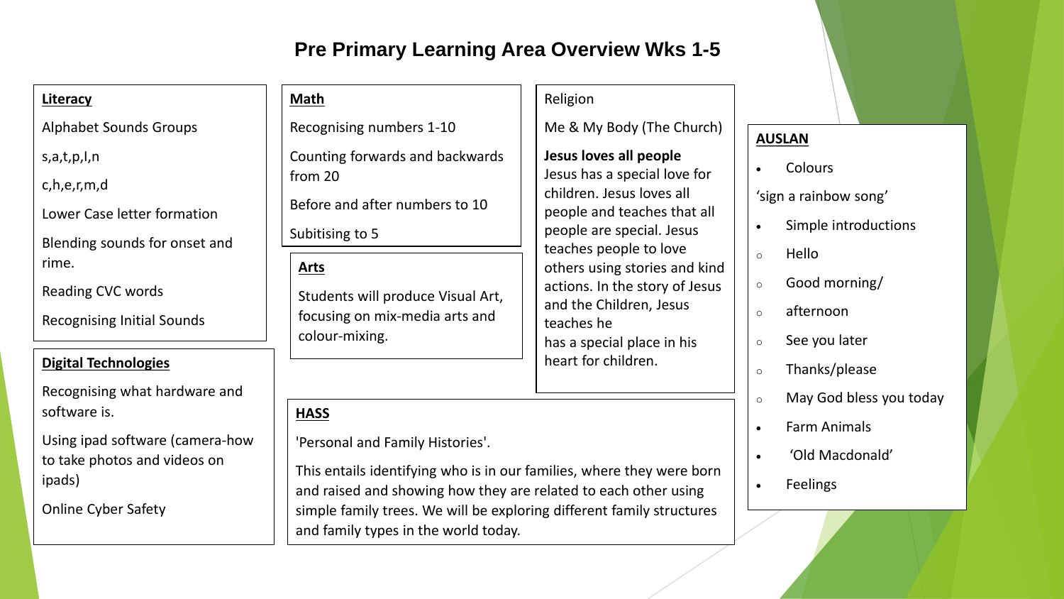# Pre Primary Learning Area Overview Wks 1-5

## Literacy

Alphabet Sounds Groups

s,a,t,p,I,n

c,h,e,r,m,d

Lower Case letter formation

Blending sounds for onset and rime.

Reading CVC words

Recognising Initial Sounds

## Digital Technologies

Recognising what hardware and software is.

Using ipad software (camera-how to take photos and videos on ipads)

Online Cyber Safety

## Math

Recognising numbers 1-10

Counting forwards and backwards from 20

Before and after numbers to 10

Subitising to 5

## Arts

Students will produce Visual Art, focusing on mix-media arts and colour-mixing.

## Religion

Me & My Body (The Church)

**Jesus loves all people**
Jesus has a special love for children. Jesus loves all people and teaches that all people are special. Jesus teaches people to love others using stories and kind actions. In the story of Jesus and the Children, Jesus teaches he
has a special place in his heart for children.

## HASS

'Personal and Family Histories'.

This entails identifying who is in our families, where they were born and raised and showing how they are related to each other using simple family trees. We will be exploring different family structures and family types in the world today.

## AUSLAN

- Colours

'sign a rainbow song'

- Simple introductions
  - Hello
  - Good morning/
  - afternoon
  - See you later
  - Thanks/please
  - May God bless you today
- Farm Animals
- 'Old Macdonald'
- Feelings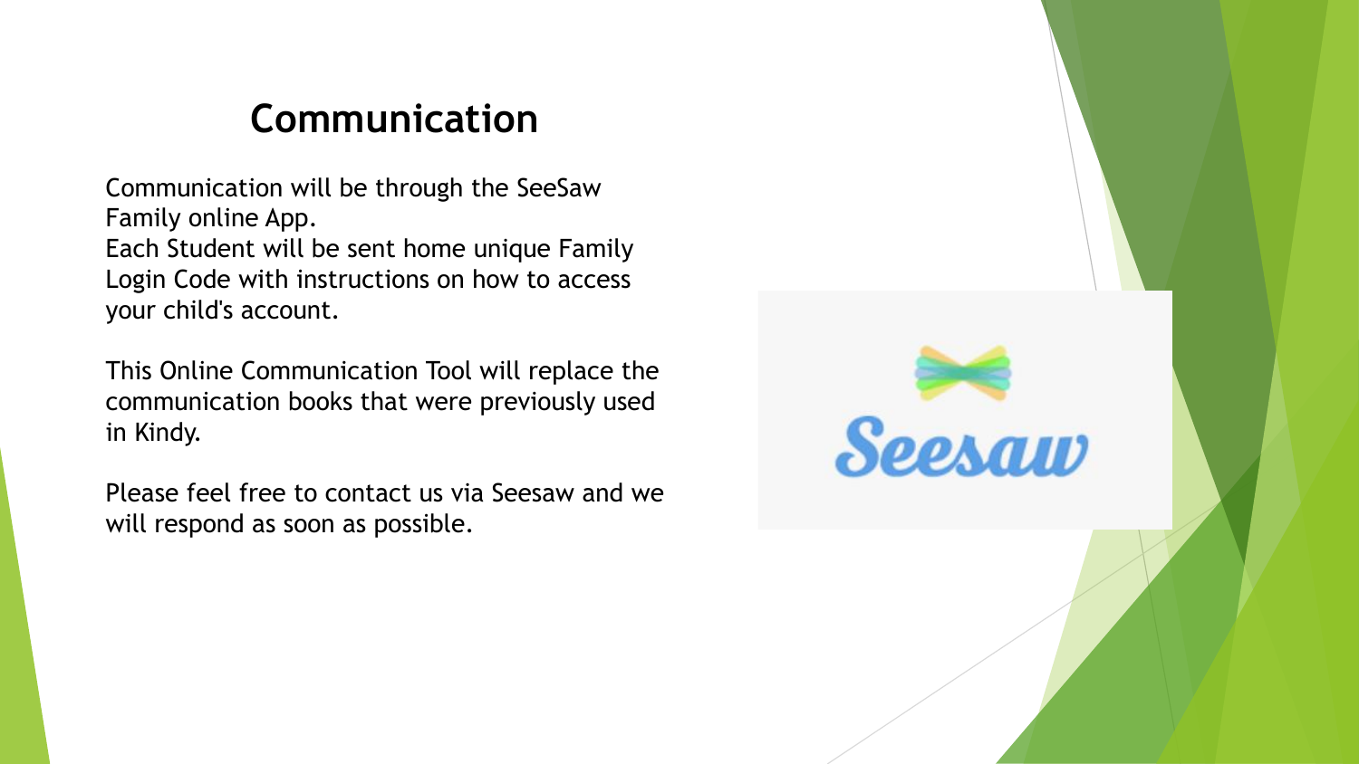# Communication

Communication will be through the SeeSaw Family online App.
Each Student will be sent home unique Family Login Code with instructions on how to access your child's account.

This Online Communication Tool will replace the communication books that were previously used in Kindy.

Please feel free to contact us via Seesaw and we will respond as soon as possible.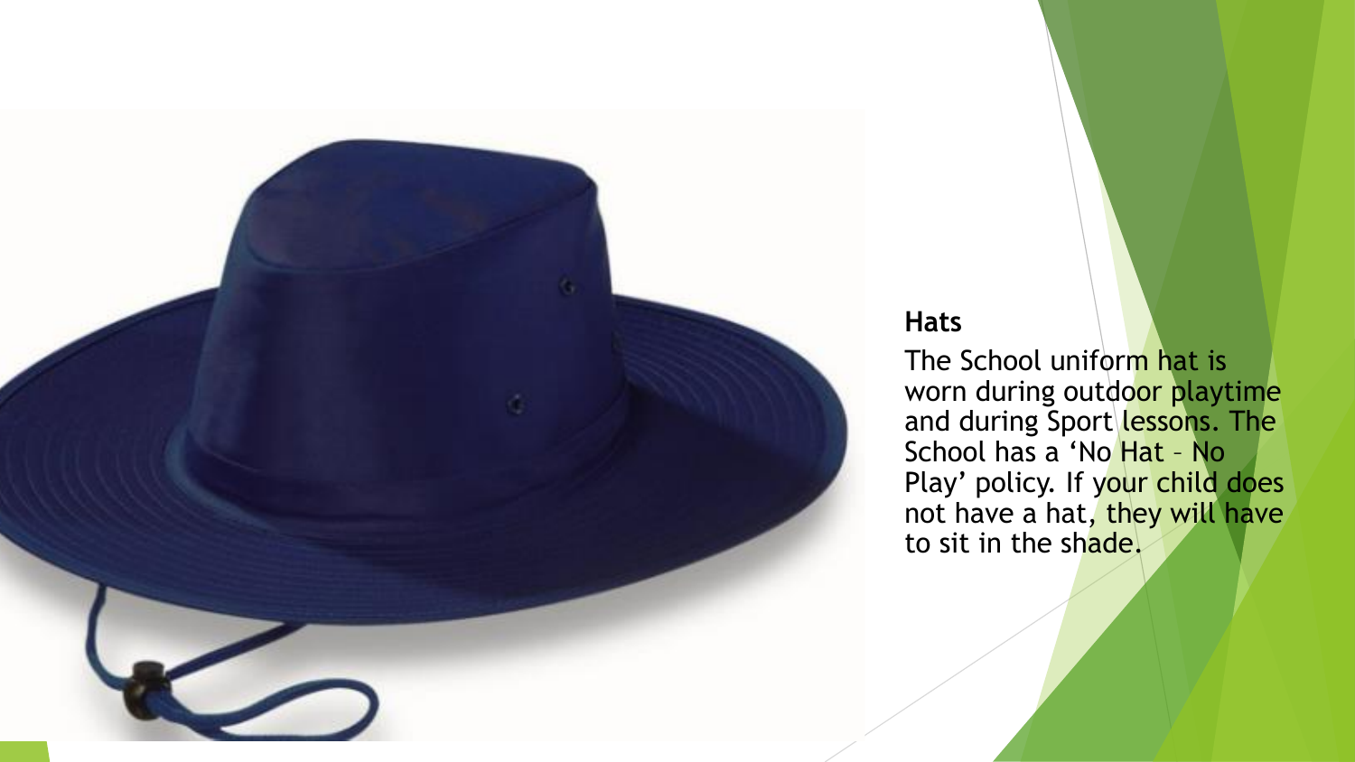**Hats**

The School uniform hat is worn during outdoor playtime and during Sport lessons. The School has a 'No Hat – No Play' policy. If your child does not have a hat, they will have to sit in the shade.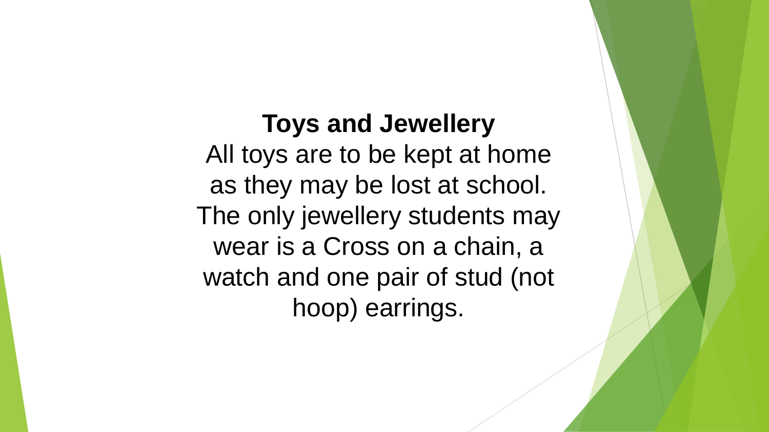**Toys and Jewellery**

All toys are to be kept at home as they may be lost at school. The only jewellery students may wear is a Cross on a chain, a watch and one pair of stud (not hoop) earrings.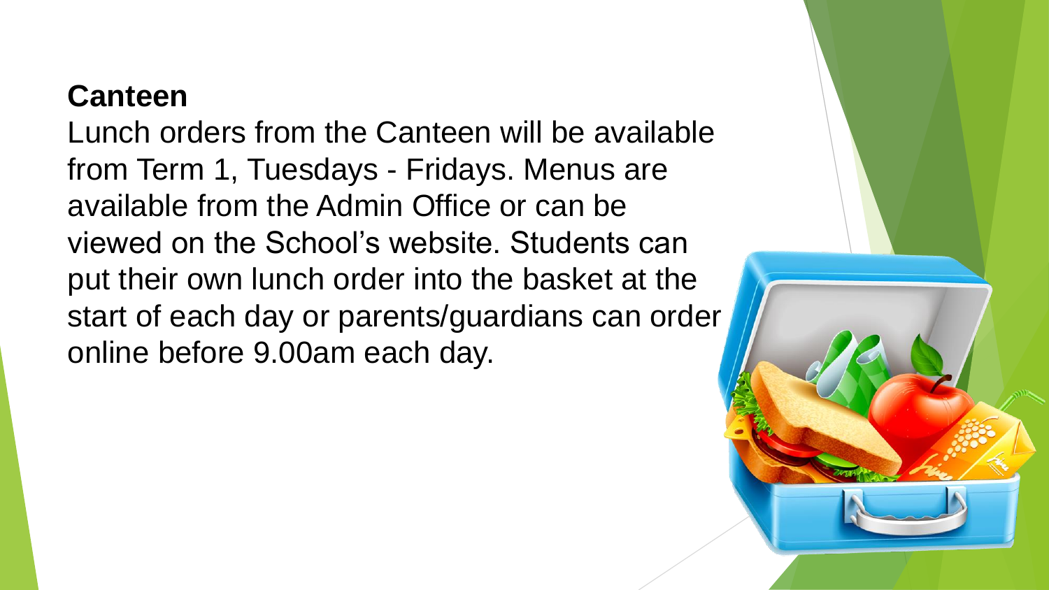**Canteen**

Lunch orders from the Canteen will be available from Term 1, Tuesdays - Fridays. Menus are available from the Admin Office or can be viewed on the School's website. Students can put their own lunch order into the basket at the start of each day or parents/guardians can order online before 9.00am each day.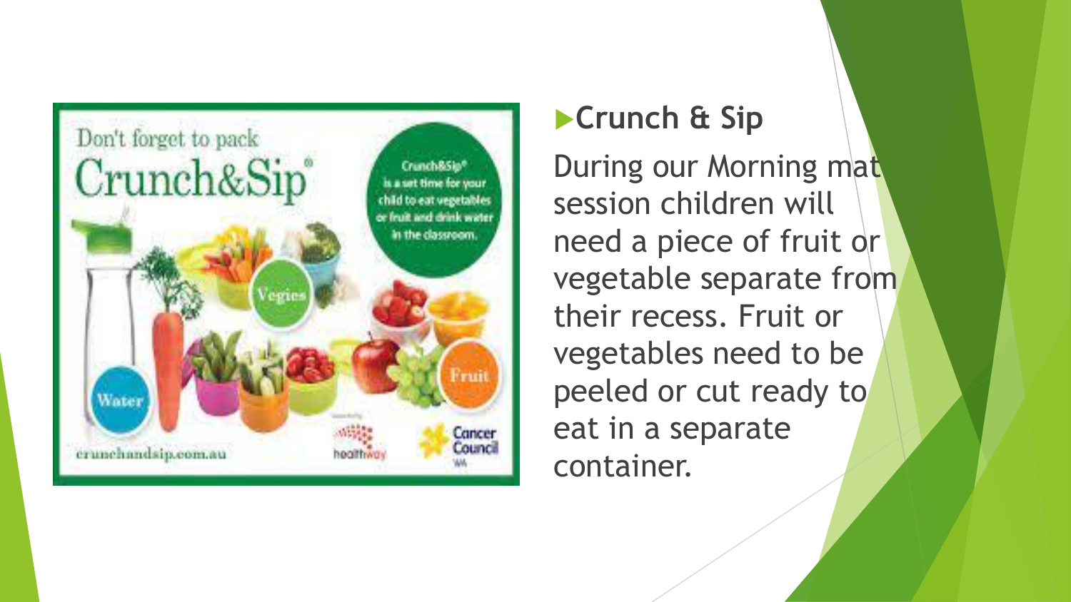## Crunch & Sip

During our Morning mat session children will need a piece of fruit or vegetable separate from their recess. Fruit or vegetables need to be peeled or cut ready to eat in a separate container.